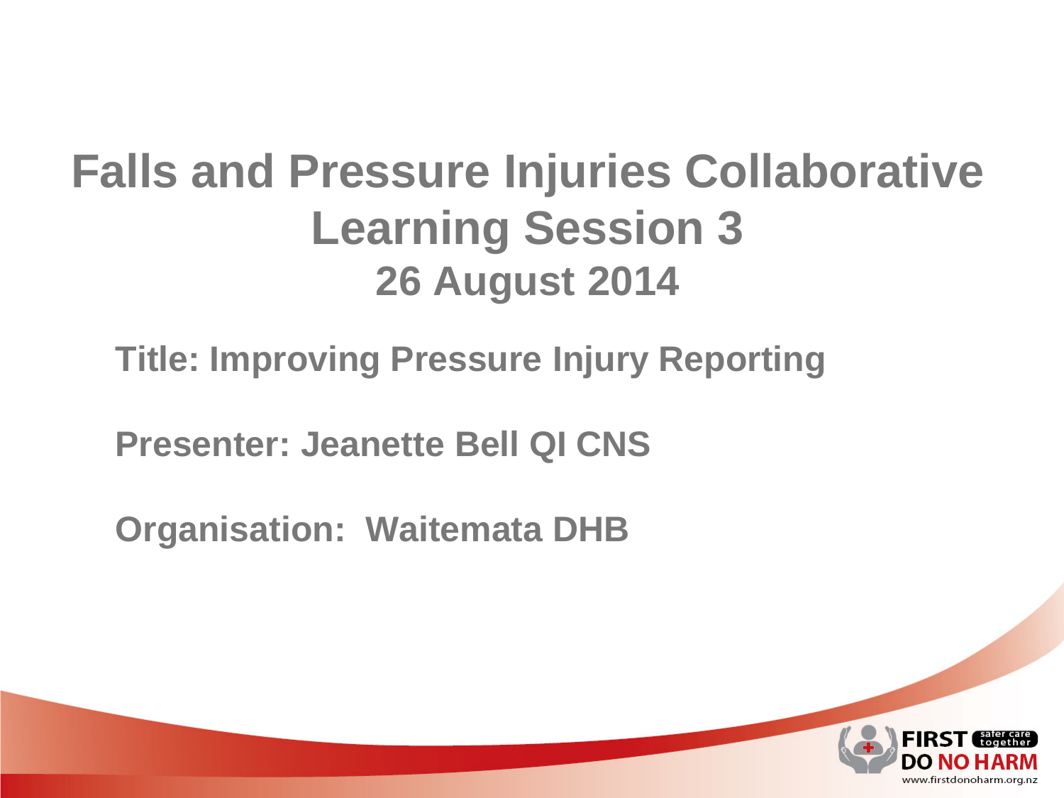# Falls and Pressure Injuries Collaborative Learning Session 3

## 26 August 2014

**Title: Improving Pressure Injury Reporting**

**Presenter: Jeanette Bell QI CNS**

**Organisation: Waitemata DHB**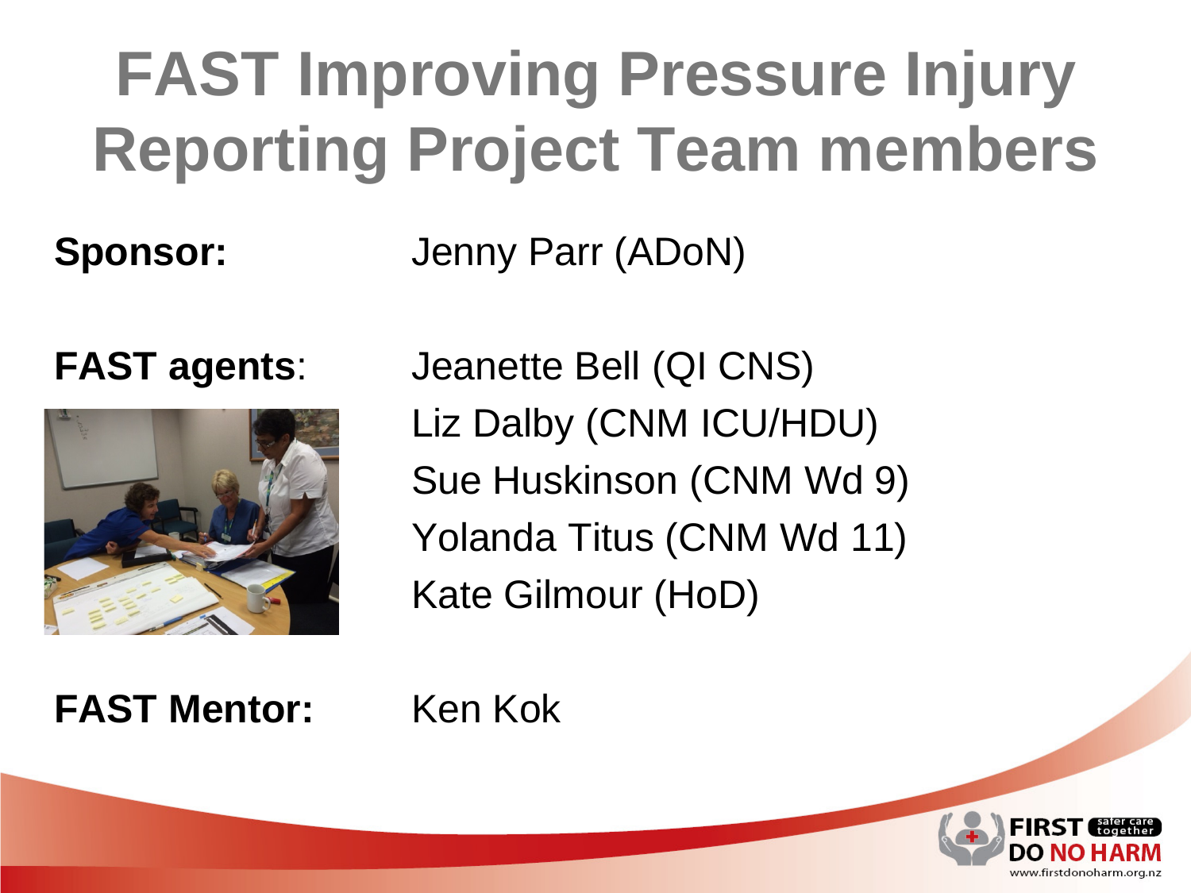# FAST Improving Pressure Injury Reporting Project Team members

**Sponsor:** Jenny Parr (ADoN)

**FAST agents**:

- Jeanette Bell (QI CNS)
- Liz Dalby (CNM ICU/HDU)
- Sue Huskinson (CNM Wd 9)
- Yolanda Titus (CNM Wd 11)
- Kate Gilmour (HoD)

**FAST Mentor:** Ken Kok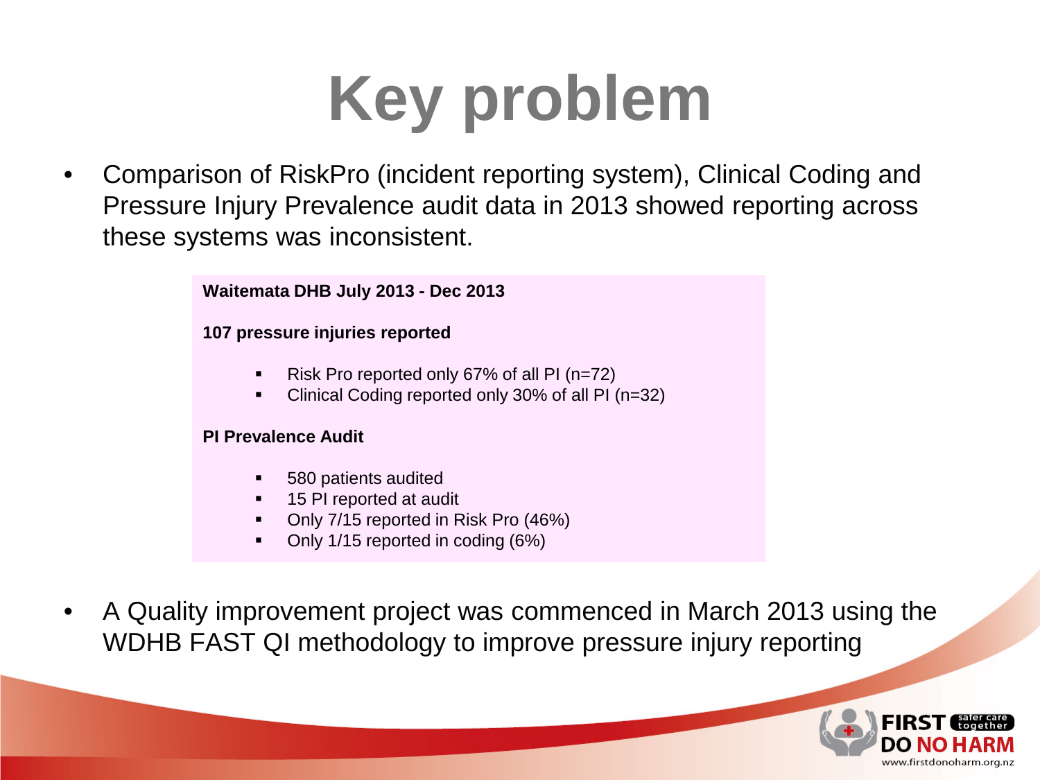# Key problem

- Comparison of RiskPro (incident reporting system), Clinical Coding and Pressure Injury Prevalence audit data in 2013 showed reporting across these systems was inconsistent.

**Waitemata DHB July 2013 - Dec 2013**

**107 pressure injuries reported**

- Risk Pro reported only 67% of all PI (n=72)
- Clinical Coding reported only 30% of all PI (n=32)

**PI Prevalence Audit**

- 580 patients audited
- 15 PI reported at audit
- Only 7/15 reported in Risk Pro (46%)
- Only 1/15 reported in coding (6%)

- A Quality improvement project was commenced in March 2013 using the WDHB FAST QI methodology to improve pressure injury reporting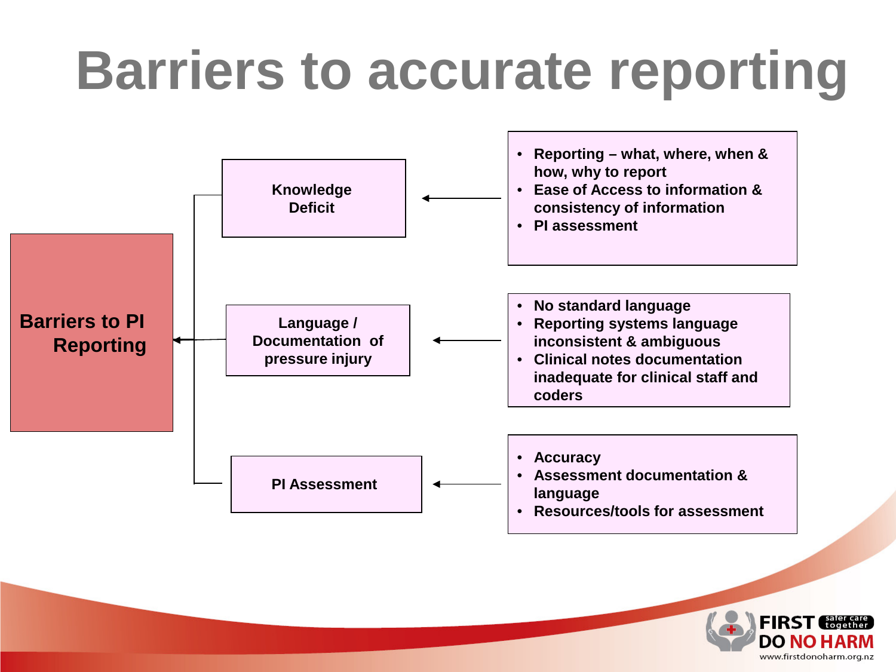# Barriers to accurate reporting

**Barriers to PI Reporting**

- **Knowledge Deficit**
  - Reporting – what, where, when & how, why to report
  - Ease of Access to information & consistency of information
  - PI assessment
- **Language / Documentation of pressure injury**
  - No standard language
  - Reporting systems language inconsistent & ambiguous
  - Clinical notes documentation inadequate for clinical staff and coders
- **PI Assessment**
  - Accuracy
  - Assessment documentation & language
  - Resources/tools for assessment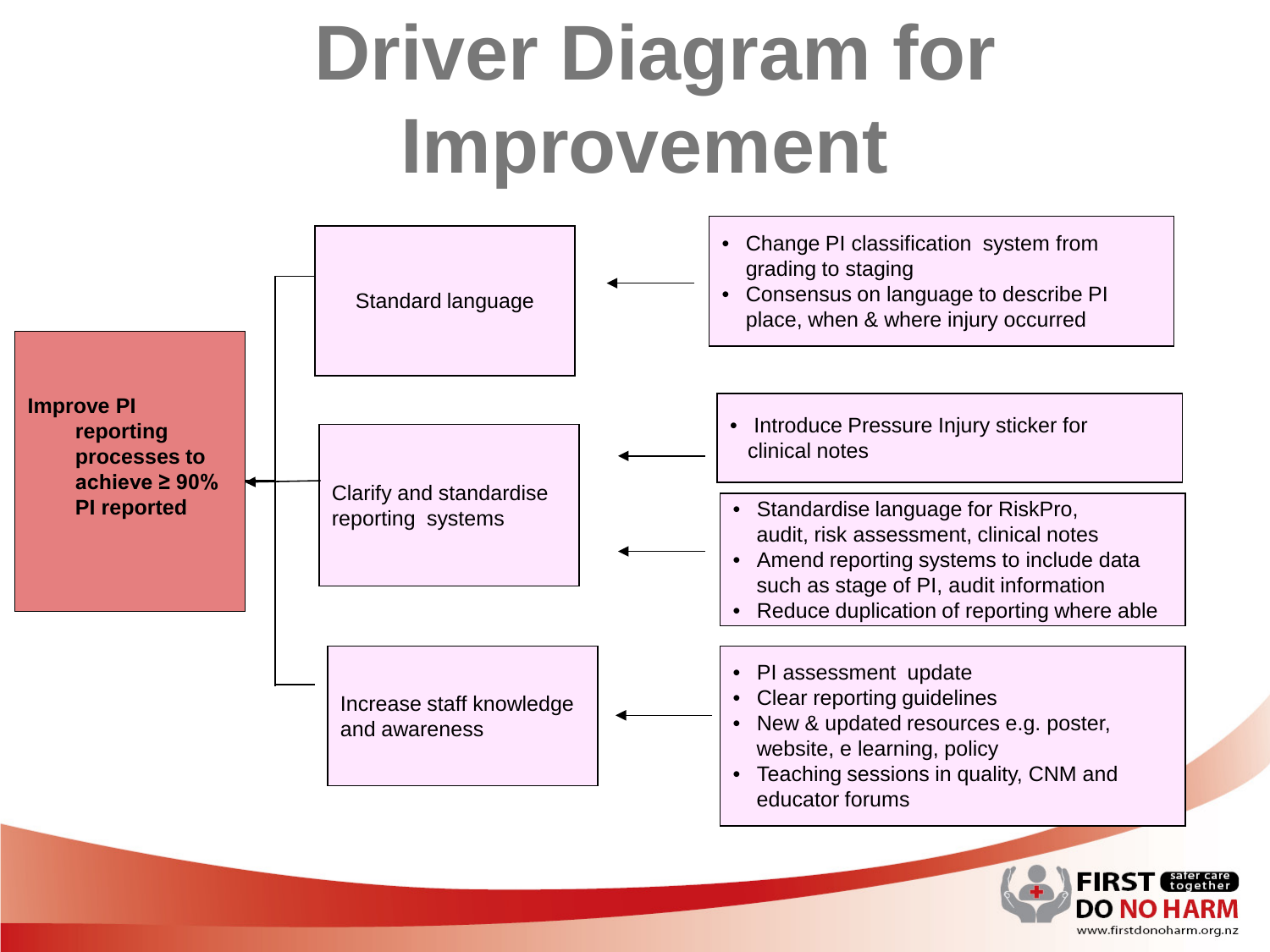# Driver Diagram for Improvement

**Improve PI reporting processes to achieve ≥ 90% PI reported**

- **Standard language**
  - Change PI classification system from grading to staging
  - Consensus on language to describe PI place, when & where injury occurred
- **Clarify and standardise reporting systems**
  - Introduce Pressure Injury sticker for clinical notes
  - Standardise language for RiskPro, audit, risk assessment, clinical notes
  - Amend reporting systems to include data such as stage of PI, audit information
  - Reduce duplication of reporting where able
- **Increase staff knowledge and awareness**
  - PI assessment update
  - Clear reporting guidelines
  - New & updated resources e.g. poster, website, e learning, policy
  - Teaching sessions in quality, CNM and educator forums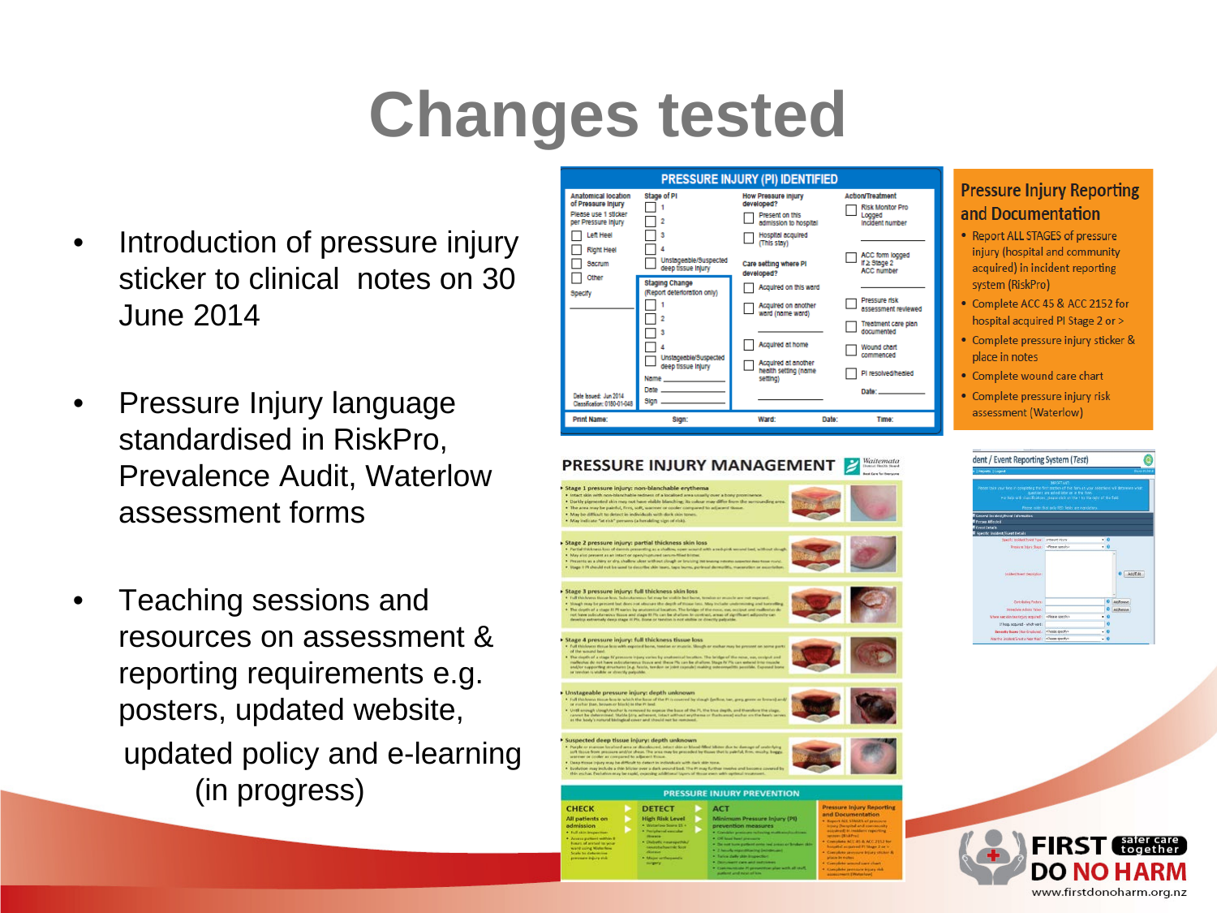# Changes tested

- Introduction of pressure injury sticker to clinical notes on 30 June 2014
- Pressure Injury language standardised in RiskPro, Prevalence Audit, Waterlow assessment forms
- Teaching sessions and resources on assessment & reporting requirements e.g. posters, updated website, updated policy and e-learning (in progress)

## Pressure Injury Reporting and Documentation

- Report ALL STAGES of pressure injury (hospital and community acquired) in incident reporting system (RiskPro)
- Complete ACC 45 & ACC 2152 for hospital acquired PI Stage 2 or >
- Complete pressure injury sticker & place in notes
- Complete wound care chart
- Complete pressure injury risk assessment (Waterlow)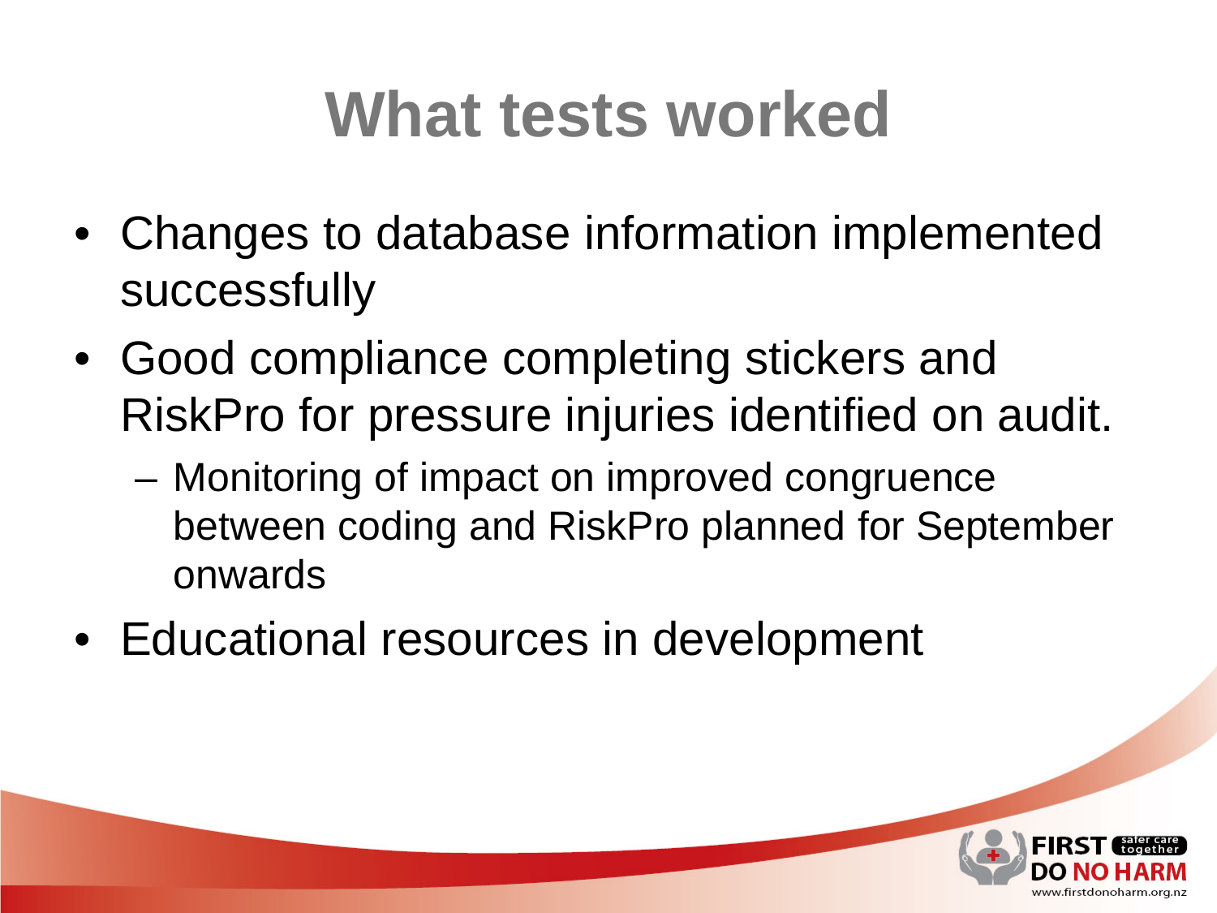# What tests worked

- Changes to database information implemented successfully
- Good compliance completing stickers and RiskPro for pressure injuries identified on audit.
  - Monitoring of impact on improved congruence between coding and RiskPro planned for September onwards
- Educational resources in development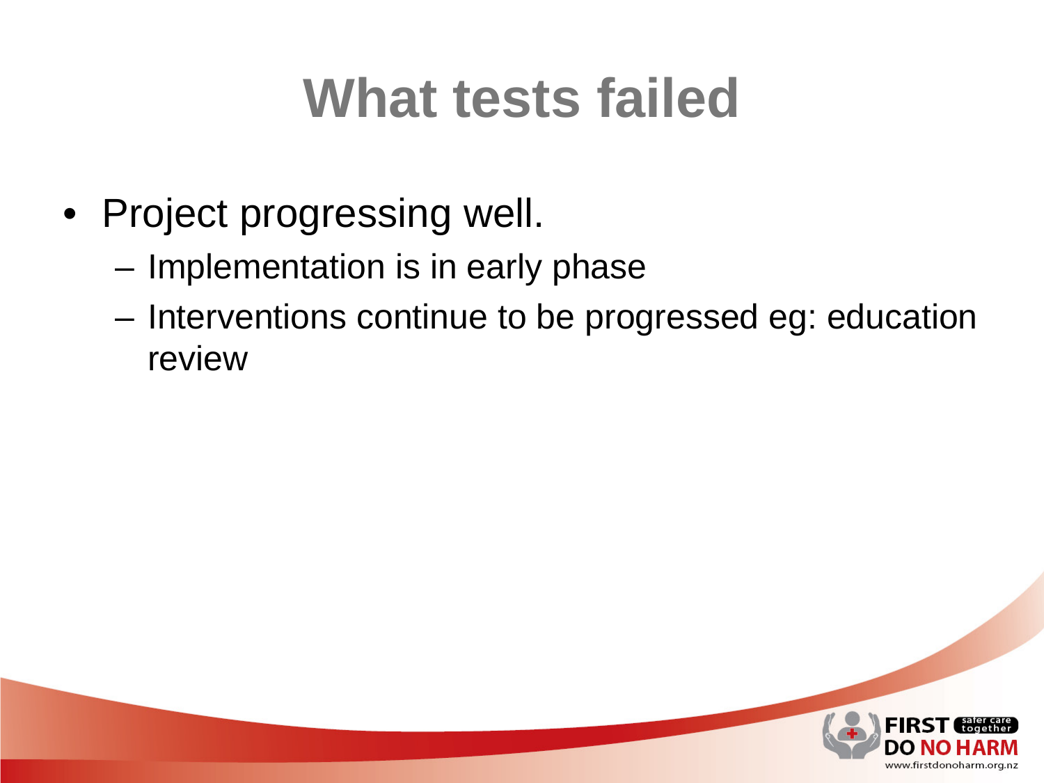# What tests failed

- Project progressing well.
  - Implementation is in early phase
  - Interventions continue to be progressed eg: education review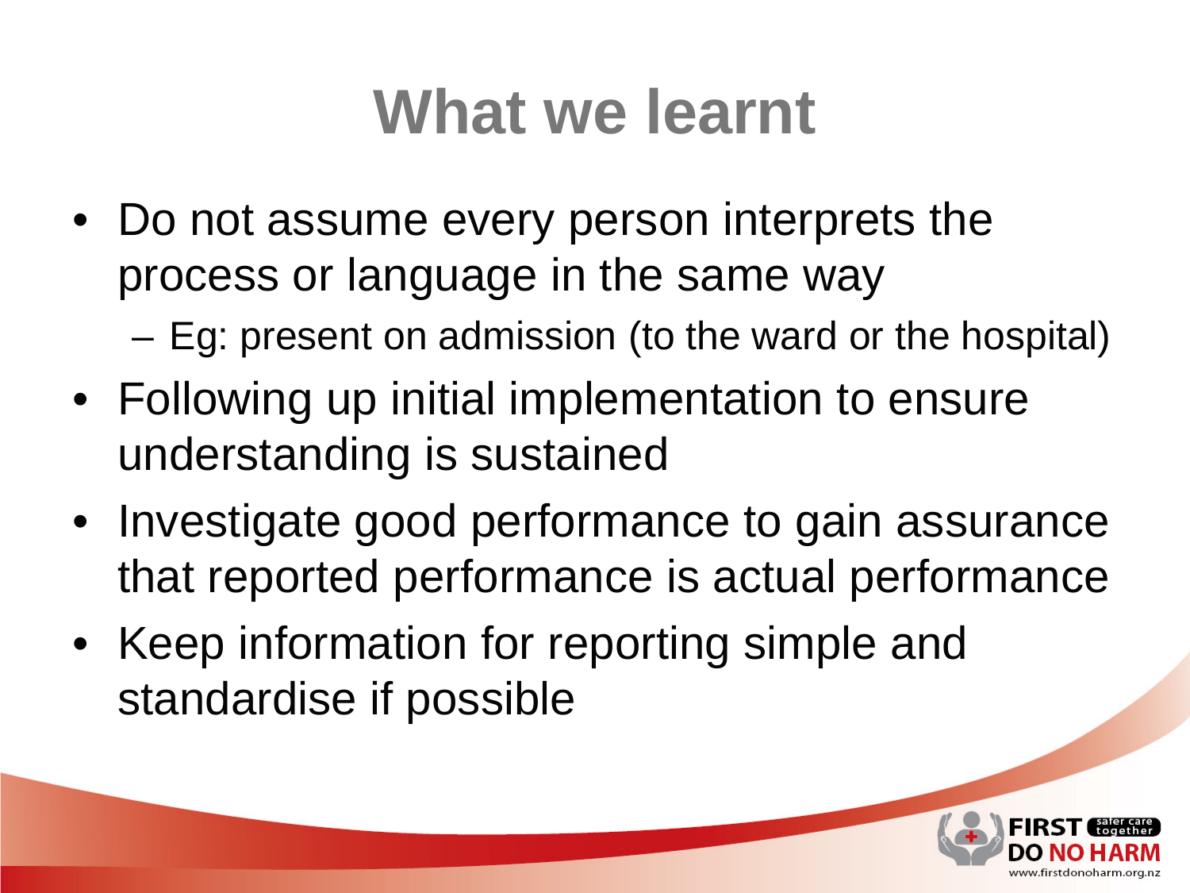# What we learnt

- Do not assume every person interprets the process or language in the same way
  - Eg: present on admission (to the ward or the hospital)
- Following up initial implementation to ensure understanding is sustained
- Investigate good performance to gain assurance that reported performance is actual performance
- Keep information for reporting simple and standardise if possible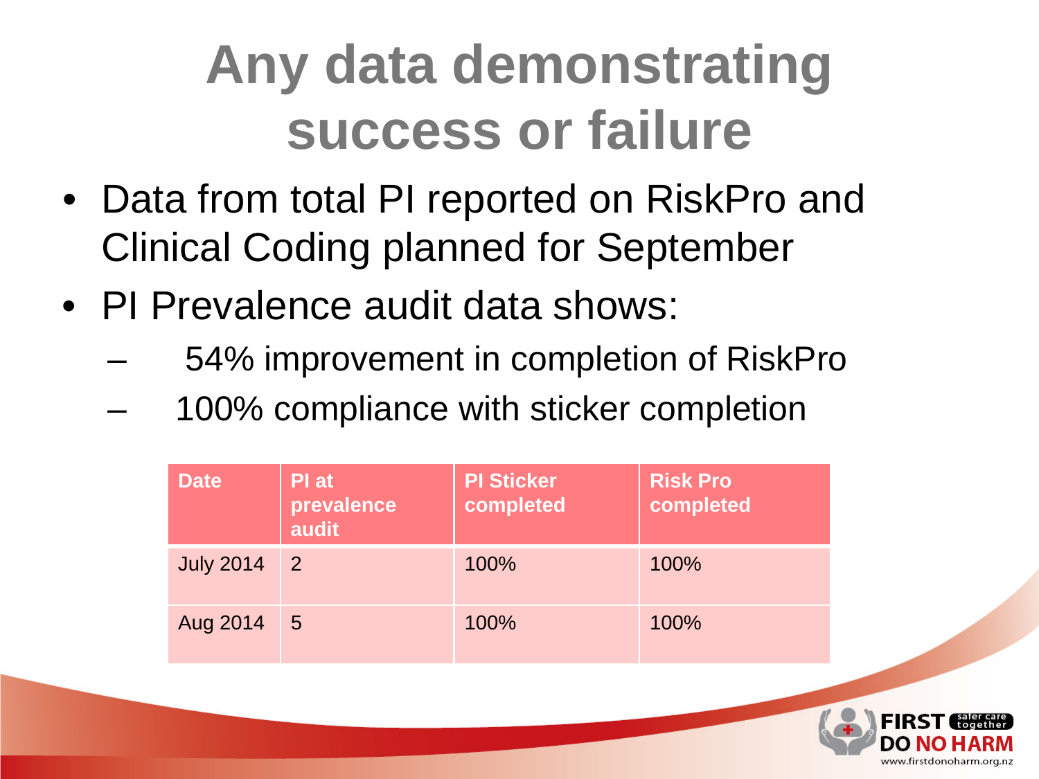# Any data demonstrating success or failure

- Data from total PI reported on RiskPro and Clinical Coding planned for September
- PI Prevalence audit data shows:
  - 54% improvement in completion of RiskPro
  - 100% compliance with sticker completion

| Date | PI at prevalence audit | PI Sticker completed | Risk Pro completed |
|---|---|---|---|
| July 2014 | 2 | 100% | 100% |
| Aug 2014 | 5 | 100% | 100% |

FIRST DO NO HARM safer care together
www.firstdonoharm.org.nz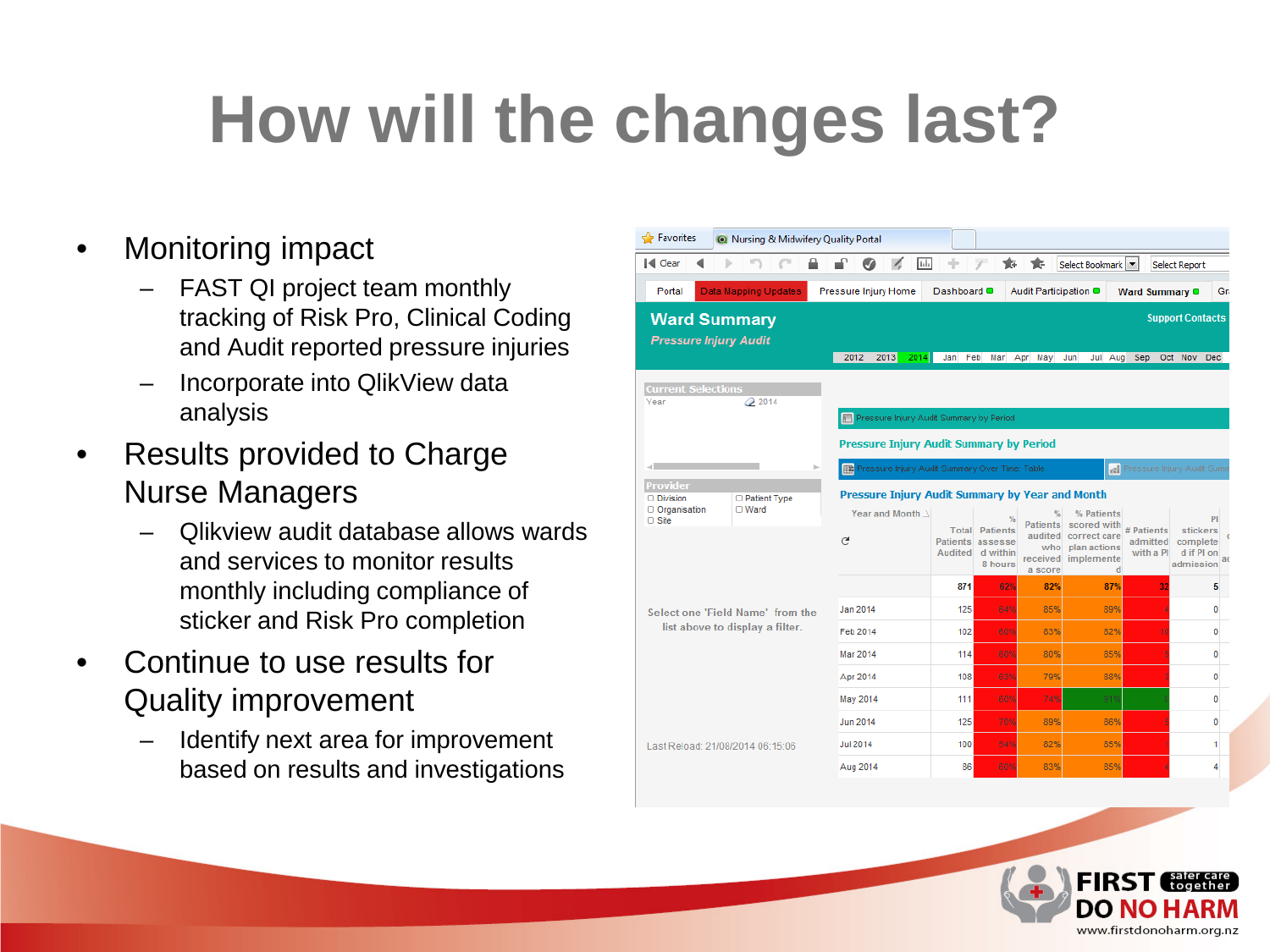# How will the changes last?

- Monitoring impact
  - FAST QI project team monthly tracking of Risk Pro, Clinical Coding and Audit reported pressure injuries
  - Incorporate into QlikView data analysis
- Results provided to Charge Nurse Managers
  - Qlikview audit database allows wards and services to monitor results monthly including compliance of sticker and Risk Pro completion
- Continue to use results for Quality improvement
  - Identify next area for improvement based on results and investigations

**Ward Summary**

*Pressure Injury Audit*

**Pressure Injury Audit Summary by Year and Month**

| Year and Month | Total Patients Audited | % Patients assessed within 8 hours | % Patients audited who received a score | % Patients scored with correct care plan actions implemented | # Patients admitted with a PI | PI stickers completed if PI on admission |
|---|---|---|---|---|---|---|
| | 871 | 62% | 82% | 87% | 32 | 5 |
| Jan 2014 | 125 | 64% | 85% | 89% | 4 | 0 |
| Feb 2014 | 102 | 60% | 63% | 82% | 10 | 0 |
| Mar 2014 | 114 | 60% | 80% | 85% | 5 | 0 |
| Apr 2014 | 108 | 63% | 79% | 88% | 3 | 0 |
| May 2014 | 111 | 60% | 74% | 91% | 0 | 0 |
| Jun 2014 | 125 | 70% | 89% | 86% | 5 | 0 |
| Jul 2014 | 100 | 54% | 82% | 85% | 1 | 1 |
| Aug 2014 | 86 | 60% | 83% | 85% | 4 | 4 |

Last Reload: 21/08/2014 06:15:05

FIRST DO NO HARM safer care together

www.firstdonoharm.org.nz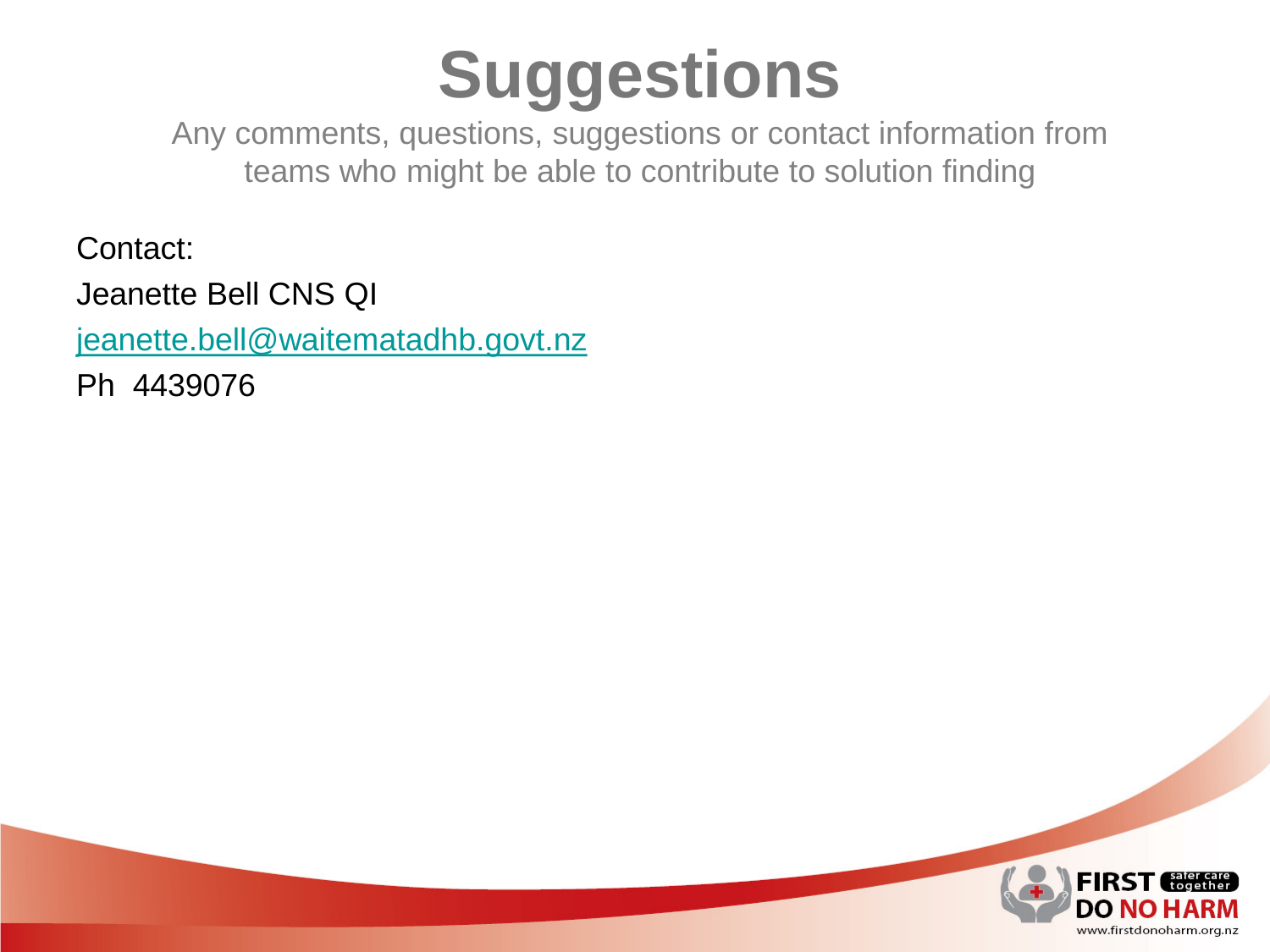# Suggestions

Any comments, questions, suggestions or contact information from teams who might be able to contribute to solution finding

Contact:

Jeanette Bell CNS QI

jeanette.bell@waitematadhb.govt.nz

Ph 4439076